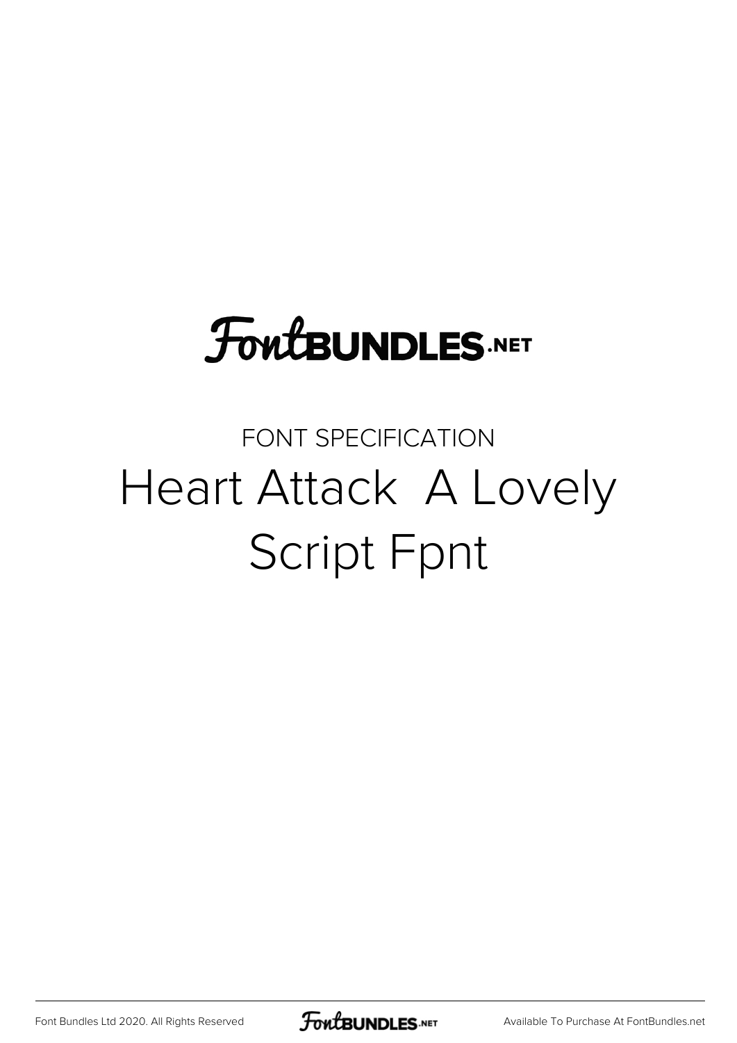# FontBUNDLES.NET

FONT SPECIFICATION

## Heart Attack  A Lovely Script Fpnt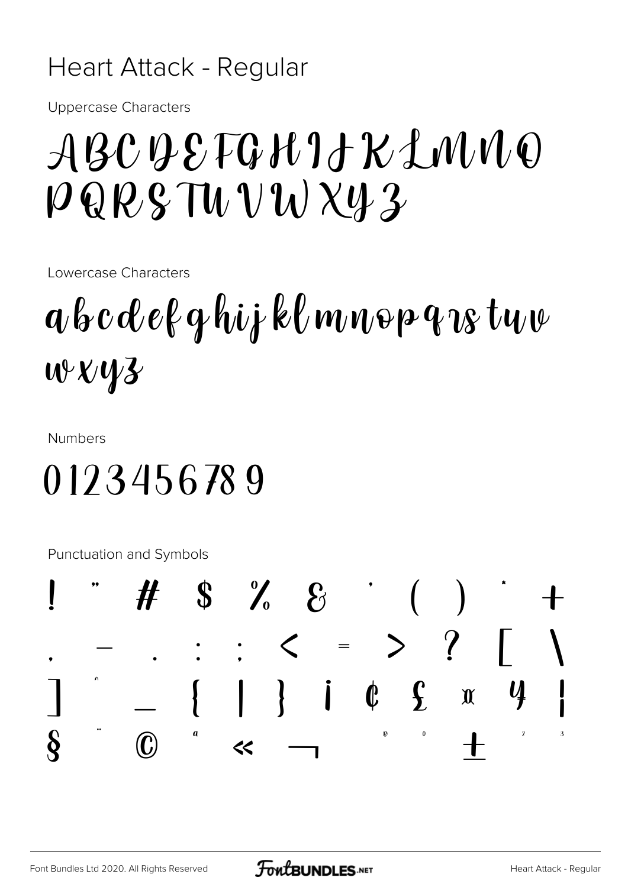# Heart Attack - Regular

Uppercase Characters

ABCDEFGHIJKLMNO
PQRSTUVWXYZ

Lowercase Characters

abcdefghijklmnopqrstuv
wxyz

Numbers

0123456789

Punctuation and Symbols

! " # $ % & ' ( ) * +
, - . : ; < = > ? [ \
] ^ _ { | } ¡ ¢ £ ¤ ¥ ¦
§ ¨ © ª « ¬ ® ° ± ² ³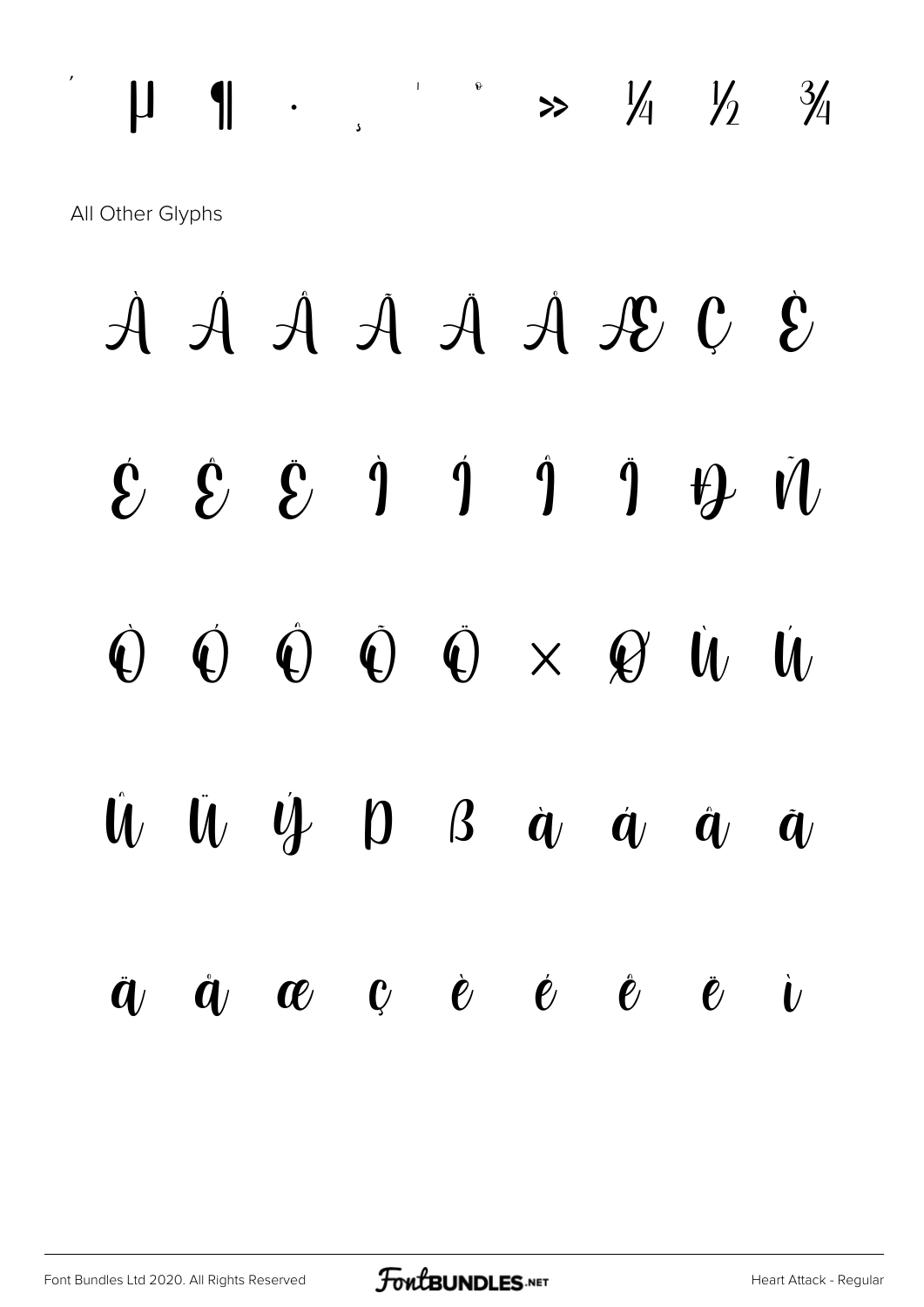´ µ ¶ · ¸ ¹ º » ¼ ½ ¾

All Other Glyphs

À Á Â Ã Ä Å Æ Ç È

É Ê Ë Ì Í Î Ï Ð Ñ

Ò Ó Ô Õ Ö × Ø Ù Ú

Û Ü Ý Þ ß à á â ã

ä å æ ç è é ê ë ì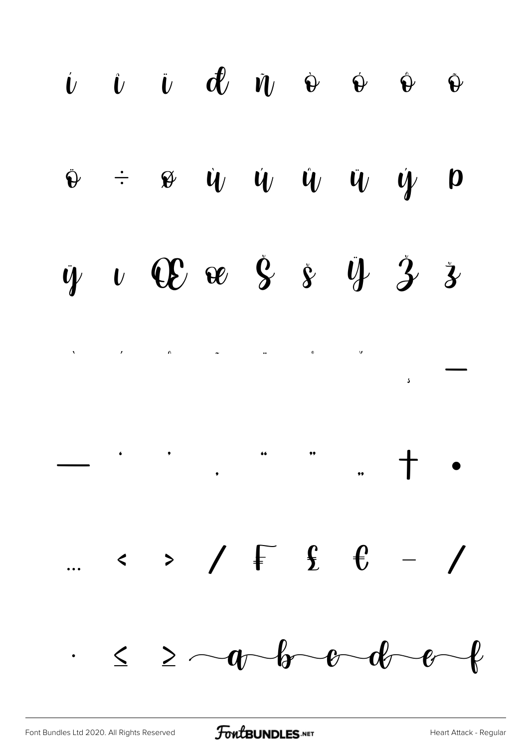í î ï đ ñ ò ó ô õ

ö ÷ ø ù ú û ü ý þ

ÿ ı Œ œ Š š Ÿ Ž ž

ˋ ˊ ˆ ˜ ¨ ˚ ˇ ¸ –

— ' ' ‚ " " „ † •

… ‹ › ⁄ ₣ ₤ € − ∕

· ≤ ≥ a b c d e f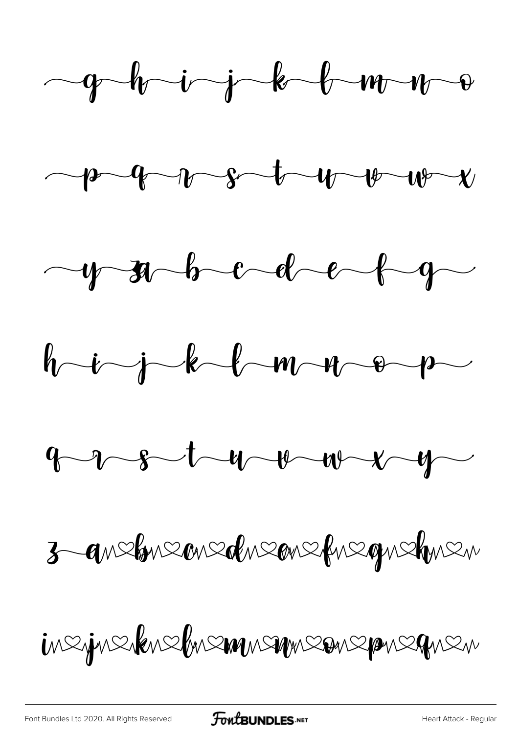g h i j k l m n o

p q r s t u v w x

y z a b c d e f g

h i j k l m n o p

q r s t u v w x y

z a b c d e f g h

i j k l m n o p q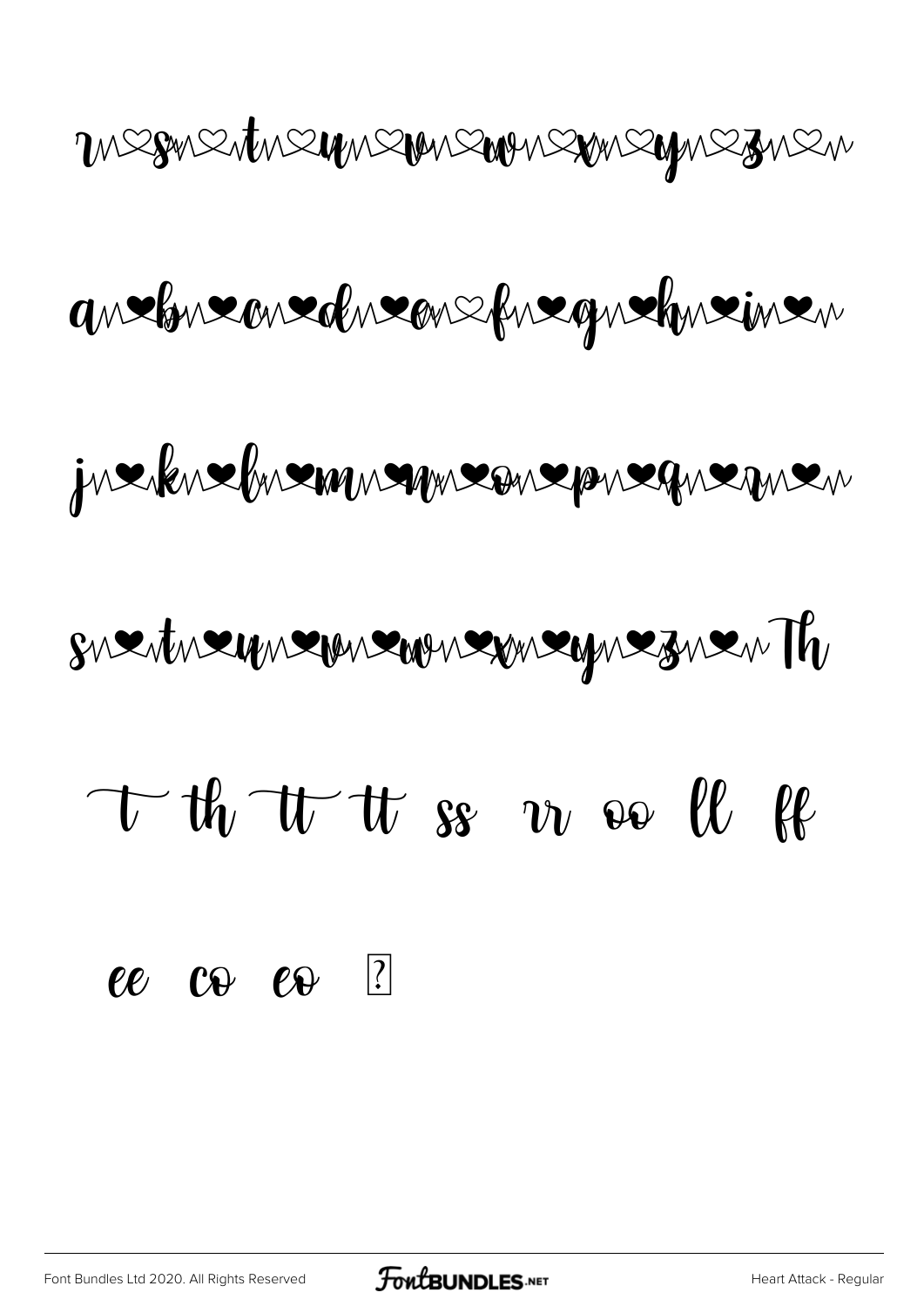r s t u v w x y z

a b c d e f g h i

j k l m n o p q r

s t u v w x y z Th

t th tt tt ss rr oo ll ff

ee co eo